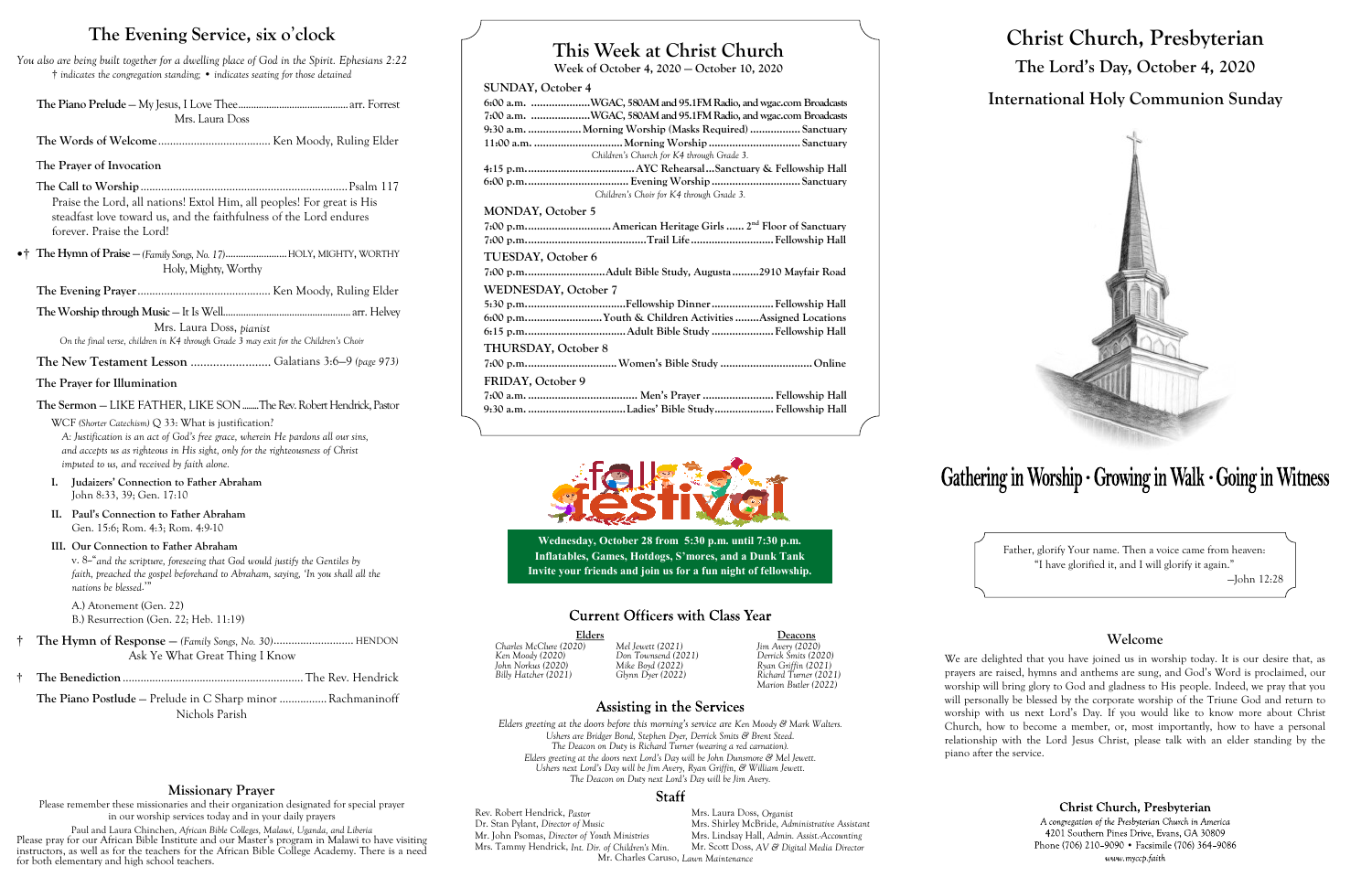# The Evening Service, six o'clock

*You also are being built together for a dwelling place of God in the Spirit. Ephesians 2:22*
*† indicates the congregation standing; • indicates seating for those detained*

**The Piano Prelude** – My Jesus, I Love Thee ................ arr. Forrest
Mrs. Laura Doss

**The Words of Welcome** ................ Ken Moody, Ruling Elder

**The Prayer of Invocation**

**The Call to Worship** ................ Psalm 117
Praise the Lord, all nations! Extol Him, all peoples! For great is His steadfast love toward us, and the faithfulness of the Lord endures forever. Praise the Lord!

•† **The Hymn of Praise** – *(Family Songs, No. 17)* ................ HOLY, MIGHTY, WORTHY
Holy, Mighty, Worthy

**The Evening Prayer** ................ Ken Moody, Ruling Elder

**The Worship through Music** – It Is Well ................ arr. Helvey
Mrs. Laura Doss, *pianist*
*On the final verse, children in K4 through Grade 3 may exit for the Children's Choir*

**The New Testament Lesson** ................ Galatians 3:6–9 *(page 973)*

**The Prayer for Illumination**

**The Sermon** – LIKE FATHER, LIKE SON ........ The Rev. Robert Hendrick, Pastor

WCF *(Shorter Catechism)* Q 33: What is justification?
*A: Justification is an act of God's free grace, wherein He pardons all our sins, and accepts us as righteous in His sight, only for the righteousness of Christ imputed to us, and received by faith alone.*

I. **Judaizers' Connection to Father Abraham**
John 8:33, 39; Gen. 17:10

II. **Paul's Connection to Father Abraham**
Gen. 15:6; Rom. 4:3; Rom. 4:9-10

III. **Our Connection to Father Abraham**
v. 8–"*and the scripture, foreseeing that God would justify the Gentiles by faith, preached the gospel beforehand to Abraham, saying, 'In you shall all the nations be blessed.'*"

A.) Atonement (Gen. 22)
B.) Resurrection (Gen. 22; Heb. 11:19)

† **The Hymn of Response** – *(Family Songs, No. 30)* ................ HENDON
Ask Ye What Great Thing I Know

† **The Benediction** ................ The Rev. Hendrick

**The Piano Postlude** – Prelude in C Sharp minor ................ Rachmaninoff
Nichols Parish

## Missionary Prayer

Please remember these missionaries and their organization designated for special prayer in our worship services today and in your daily prayers

Paul and Laura Chinchen, *African Bible Colleges, Malawi, Uganda, and Liberia*
Please pray for our African Bible Institute and our Master's program in Malawi to have visiting instructors, as well as for the teachers for the African Bible College Academy. There is a need for both elementary and high school teachers.

# This Week at Christ Church

**Week of October 4, 2020 – October 10, 2020**

**SUNDAY, October 4**
6:00 a.m. ................ WGAC, 580AM and 95.1FM Radio, and wgac.com Broadcasts
7:00 a.m. ................ WGAC, 580AM and 95.1FM Radio, and wgac.com Broadcasts
9:30 a.m. ................ Morning Worship (Masks Required) ................ Sanctuary
11:00 a.m. ................ Morning Worship ................ Sanctuary
*Children's Church for K4 through Grade 3.*
4:15 p.m. ................ AYC Rehearsal...Sanctuary & Fellowship Hall
6:00 p.m. ................ Evening Worship ................ Sanctuary
*Children's Choir for K4 through Grade 3.*

**MONDAY, October 5**
7:00 p.m. ................ American Heritage Girls ...... 2nd Floor of Sanctuary
7:00 p.m. ................ Trail Life ................ Fellowship Hall

**TUESDAY, October 6**
7:00 p.m. ................ Adult Bible Study, Augusta ........ 2910 Mayfair Road

**WEDNESDAY, October 7**
5:30 p.m. ................ Fellowship Dinner ................ Fellowship Hall
6:00 p.m. ................ Youth & Children Activities ........ Assigned Locations
6:15 p.m. ................ Adult Bible Study ................ Fellowship Hall

**THURSDAY, October 8**
7:00 p.m. ................ Women's Bible Study ................ Online

**FRIDAY, October 9**
7:00 a.m. ................ Men's Prayer ................ Fellowship Hall
9:30 a.m. ................ Ladies' Bible Study ................ Fellowship Hall

**fall festival**

**Wednesday, October 28 from 5:30 p.m. until 7:30 p.m.**
**Inflatables, Games, Hotdogs, S'mores, and a Dunk Tank**
**Invite your friends and join us for a fun night of fellowship.**

## Current Officers with Class Year

| Elders | | Deacons |
|---|---|---|
| *Charles McClure (2020)* | *Mel Jewett (2021)* | *Jim Avery (2020)* |
| *Ken Moody (2020)* | *Don Townsend (2021)* | *Derrick Smits (2020)* |
| *John Norkus (2020)* | *Mike Boyd (2022)* | *Ryan Griffin (2021)* |
| *Billy Hatcher (2021)* | *Glynn Dyer (2022)* | *Richard Turner (2021)* |
| | | *Marion Butler (2022)* |

## Assisting in the Services

*Elders greeting at the doors before this morning's service are Ken Moody & Mark Walters.*
*Ushers are Bridger Bond, Stephen Dyer, Derrick Smits & Brent Steed.*
*The Deacon on Duty is Richard Turner (wearing a red carnation).*
*Elders greeting at the doors next Lord's Day will be John Dunsmore & Mel Jewett.*
*Ushers next Lord's Day will be Jim Avery, Ryan Griffin, & William Jewett.*
*The Deacon on Duty next Lord's Day will be Jim Avery.*

## Staff

Rev. Robert Hendrick, *Pastor*
Dr. Stan Pylant, *Director of Music*
Mr. John Psomas, *Director of Youth Ministries*
Mrs. Tammy Hendrick, *Int. Dir. of Children's Min.*
Mrs. Laura Doss, *Organist*
Mrs. Shirley McBride, *Administrative Assistant*
Mrs. Lindsay Hall, *Admin. Assist.-Accounting*
Mr. Scott Doss, *AV & Digital Media Director*
Mr. Charles Caruso, *Lawn Maintenance*

# Christ Church, Presbyterian

## The Lord's Day, October 4, 2020

## International Holy Communion Sunday

**Gathering in Worship · Growing in Walk · Going in Witness**

Father, glorify Your name. Then a voice came from heaven: "I have glorified it, and I will glorify it again."
–John 12:28

## Welcome

We are delighted that you have joined us in worship today. It is our desire that, as prayers are raised, hymns and anthems are sung, and God's Word is proclaimed, our worship will bring glory to God and gladness to His people. Indeed, we pray that you will personally be blessed by the corporate worship of the Triune God and return to worship with us next Lord's Day. If you would like to know more about Christ Church, how to become a member, or, most importantly, how to have a personal relationship with the Lord Jesus Christ, please talk with an elder standing by the piano after the service.

**Christ Church, Presbyterian**
*A congregation of the Presbyterian Church in America*
4201 Southern Pines Drive, Evans, GA 30809
Phone (706) 210-9090 • Facsimile (706) 364-9086
*www.myccp.faith*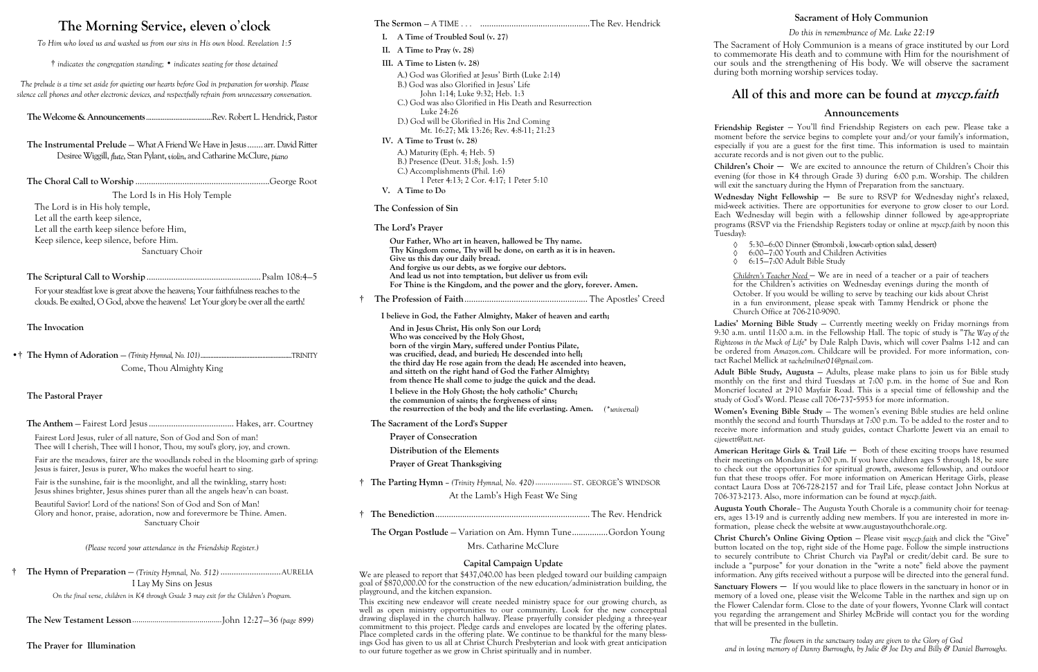# The Morning Service, eleven o'clock

*To Him who loved us and washed us from our sins in His own blood. Revelation 1:5*

*† indicates the congregation standing; • indicates seating for those detained*

*The prelude is a time set aside for quieting our hearts before God in preparation for worship. Please silence cell phones and other electronic devices, and respectfully refrain from unnecessary conversation.*

**The Welcome & Announcements**......................................Rev. Robert L. Hendrick, Pastor

**The Instrumental Prelude** — What A Friend We Have in Jesus.......arr. David Ritter
Desiree Wiggill, *flute*, Stan Pylant, *violin*, and Catharine McClure, *piano*

**The Choral Call to Worship**............................................George Root

The Lord Is in His Holy Temple

The Lord is in His holy temple,
Let all the earth keep silence,
Let all the earth keep silence before Him,
Keep silence, keep silence, before Him.

Sanctuary Choir

**The Scriptural Call to Worship**..................................................Psalm 108:4–5

For your steadfast love is great above the heavens; Your faithfulness reaches to the clouds. Be exalted, O God, above the heavens! Let Your glory be over all the earth!

**The Invocation**

•† **The Hymn of Adoration** — *(Trinity Hymnal, No. 101)*........................TRINITY

Come, Thou Almighty King

**The Pastoral Prayer**

**The Anthem** — Fairest Lord Jesus ...................................... Hakes, arr. Courtney

Fairest Lord Jesus, ruler of all nature, Son of God and Son of man!
Thee will I cherish, Thee will I honor, Thou, my soul's glory, joy, and crown.

Fair are the meadows, fairer are the woodlands robed in the blooming garb of spring:
Jesus is fairer, Jesus is purer, Who makes the woeful heart to sing.

Fair is the sunshine, fair is the moonlight, and all the twinkling, starry host:
Jesus shines brighter, Jesus shines purer than all the angels heav'n can boast.

Beautiful Savior! Lord of the nations! Son of God and Son of Man!
Glory and honor, praise, adoration, now and forevermore be Thine. Amen.

Sanctuary Choir

*(Please record your attendance in the Friendship Register.)*

† **The Hymn of Preparation** — *(Trinity Hymnal, No. 512)*...........................AURELIA

I Lay My Sins on Jesus

*On the final verse, children in K4 through Grade 3 may exit for the Children's Program.*

**The New Testament Lesson**............................................John 12:27–36 *(page 899)*

**The Prayer for Illumination**

**The Sermon** — A TIME . . . ..................................................The Rev. Hendrick

- **I. A Time of Troubled Soul (v. 27)**
- **II. A Time to Pray (v. 28)**
- **III. A Time to Listen (v. 28)**
  - A.) God was Glorified at Jesus' Birth (Luke 2:14)
  - B.) God was also Glorified in Jesus' Life
    John 1:14; Luke 9:32; Heb. 1:3
  - C.) God was also Glorified in His Death and Resurrection
    Luke 24:26
  - D.) God will be Glorified in His 2nd Coming
    Mt. 16:27; Mk 13:26; Rev. 4:8-11; 21:23
- **IV. A Time to Trust (v. 28)**
  - A.) Maturity (Eph. 4; Heb. 5)
  - B.) Presence (Deut. 31:8; Josh. 1:5)
  - C.) Accomplishments (Phil. 1:6)
    1 Peter 4:13; 2 Cor. 4:17; 1 Peter 5:10
- **V. A Time to Do**

**The Confession of Sin**

**The Lord's Prayer**

**Our Father, Who art in heaven, hallowed be Thy name.
Thy Kingdom come, Thy will be done, on earth as it is in heaven.
Give us this day our daily bread.
And forgive us our debts, as we forgive our debtors.
And lead us not into temptation, but deliver us from evil:
For Thine is the Kingdom, and the power and the glory, forever. Amen.**

† **The Profession of Faith**....................................................... The Apostles' Creed

**I believe in God, the Father Almighty, Maker of heaven and earth;**

**And in Jesus Christ, His only Son our Lord;
Who was conceived by the Holy Ghost,
born of the virgin Mary, suffered under Pontius Pilate,
was crucified, dead, and buried; He descended into hell;
the third day He rose again from the dead; He ascended into heaven,
and sitteth on the right hand of God the Father Almighty;
from thence He shall come to judge the quick and the dead.**

**I believe in the Holy Ghost; the holy catholic\* Church;
the communion of saints; the forgiveness of sins;
the resurrection of the body and the life everlasting. Amen.** *(\*universal)*

**The Sacrament of the Lord's Supper**

**Prayer of Consecration**

**Distribution of the Elements**

**Prayer of Great Thanksgiving**

† **The Parting Hymn** – *(Trinity Hymnal, No. 420)* .................. ST. GEORGE'S WINDSOR

At the Lamb's High Feast We Sing

† **The Benediction**..................................................................... The Rev. Hendrick

**The Organ Postlude** – Variation on Am. Hymn Tune................Gordon Young

Mrs. Catharine McClure

### Capital Campaign Update

We are pleased to report that $437,040.00 has been pledged toward our building campaign goal of $870,000.00 for the construction of the new education/administration building, the playground, and the kitchen expansion.

This exciting new endeavor will create needed ministry space for our growing church, as well as open ministry opportunities to our community. Look for the new conceptual drawing displayed in the church hallway. Please prayerfully consider pledging a three-year commitment to this project. Pledge cards and envelopes are located by the offering plates. Place completed cards in the offering plate. We continue to be thankful for the many blessings God has given to us all at Christ Church Presbyterian and look with great anticipation to our future together as we grow in Christ spiritually and in number.

### Sacrament of Holy Communion

*Do this in remembrance of Me. Luke 22:19*

The Sacrament of Holy Communion is a means of grace instituted by our Lord to commemorate His death and to commune with Him for the nourishment of our souls and the strengthening of His body. We will observe the sacrament during both morning worship services today.

## All of this and more can be found at *myccp.faith*

### Announcements

**Friendship Register** — You'll find Friendship Registers on each pew. Please take a moment before the service begins to complete your and/or your family's information, especially if you are a guest for the first time. This information is used to maintain accurate records and is not given out to the public.

**Children's Choir —** We are excited to announce the return of Children's Choir this evening (for those in K4 through Grade 3) during 6:00 p.m. Worship. The children will exit the sanctuary during the Hymn of Preparation from the sanctuary.

**Wednesday Night Fellowship —** Be sure to RSVP for Wednesday night's relaxed, mid-week activities. There are opportunities for everyone to grow closer to our Lord. Each Wednesday will begin with a fellowship dinner followed by age-appropriate programs (RSVP via the Friendship Registers today or online at *myccp.faith* by noon this Tuesday):

- ◊ 5:30—6:00 Dinner (Stromboli , low-carb option salad, dessert)
- ◊ 6:00—7:00 Youth and Children Activities
- ◊ 6:15—7:00 Adult Bible Study

<u>*Children's Teacher Need*</u> — We are in need of a teacher or a pair of teachers for the Children's activities on Wednesday evenings during the month of October. If you would be willing to serve by teaching our kids about Christ in a fun environment, please speak with Tammy Hendrick or phone the Church Office at 706-210-9090.

**Ladies' Morning Bible Study** — Currently meeting weekly on Friday mornings from 9:30 a.m. until 11:00 a.m. in the Fellowship Hall. The topic of study is "*The Way of the Righteous in the Muck of Life*" by Dale Ralph Davis, which will cover Psalms 1-12 and can be ordered from *Amazon.com*. Childcare will be provided. For more information, contact Rachel Mellick at *rachelmilner01@gmail.com*.

**Adult Bible Study, Augusta** — Adults, please make plans to join us for Bible study monthly on the first and third Tuesdays at 7:00 p.m. in the home of Sue and Ron Moncrief located at 2910 Mayfair Road. This is a special time of fellowship and the study of God's Word. Please call 706-737-5953 for more information.

**Women's Evening Bible Study** — The women's evening Bible studies are held online monthly the second and fourth Thursdays at 7:00 p.m. To be added to the roster and to receive more information and study guides, contact Charlotte Jewett via an email to *cjewett@att.net*.

**American Heritage Girls & Trail Life —** Both of these exciting troops have resumed their meetings on Mondays at 7:00 p.m. If you have children ages 5 through 18, be sure to check out the opportunities for spiritual growth, awesome fellowship, and outdoor fun that these troops offer. For more information on American Heritage Girls, please contact Laura Doss at 706-728-2157 and for Trail Life, please contact John Norkus at 706-373-2173. Also, more information can be found at *myccp.faith*.

**Augusta Youth Chorale**– The Augusta Youth Chorale is a community choir for teenagers, ages 13-19 and is currently adding new members. If you are interested in more information, please check the website at www.augustayouthchorale.org.

**Christ Church's Online Giving Option** — Please visit *myccp.faith* and click the "Give" button located on the top, right side of the Home page. Follow the simple instructions to securely contribute to Christ Church via PayPal or credit/debit card. Be sure to include a "purpose" for your donation in the "write a note" field above the payment information. Any gifts received without a purpose will be directed into the general fund.

**Sanctuary Flowers —** If you would like to place flowers in the sanctuary in honor or in memory of a loved one, please visit the Welcome Table in the narthex and sign up on the Flower Calendar form. Close to the date of your flowers, Yvonne Clark will contact you regarding the arrangement and Shirley McBride will contact you for the wording that will be presented in the bulletin.

*The flowers in the sanctuary today are given to the Glory of God and in loving memory of Danny Burroughs, by Julie & Joe Dey and Billy & Daniel Burroughs.*